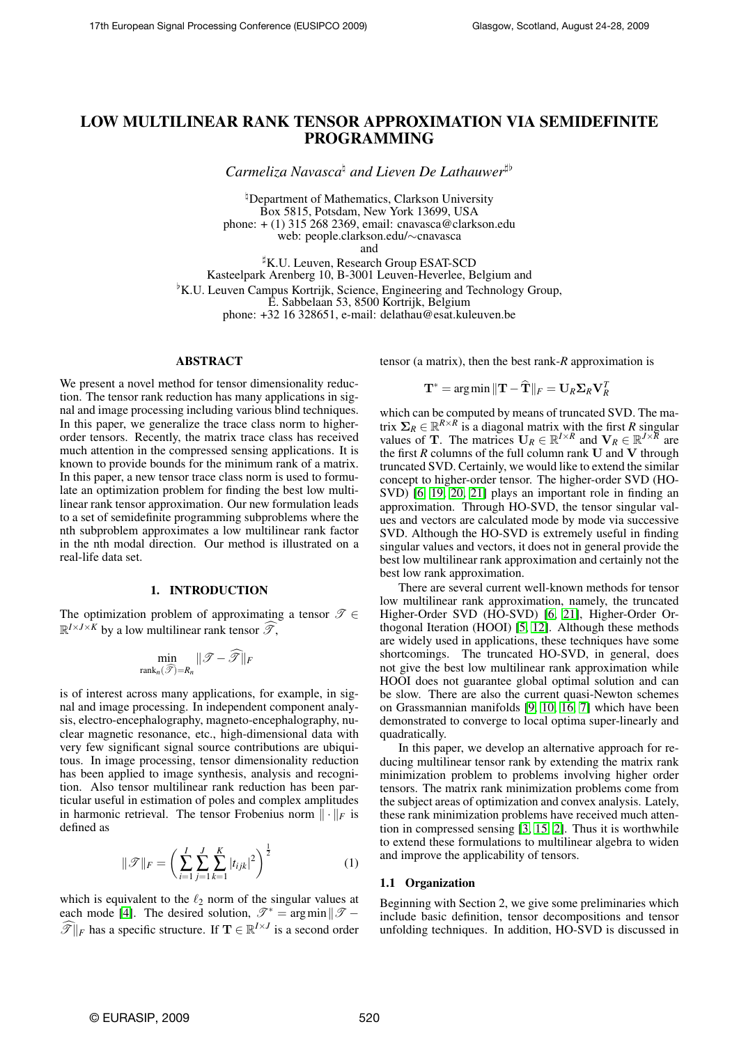# LOW MULTILINEAR RANK TENSOR APPROXIMATION VIA SEMIDEFINITE PROGRAMMING

*Carmeliza Navasca*[♮] *and Lieven De Lathauwer*[♯♭]

[♮]Department of Mathematics, Clarkson University
Box 5815, Potsdam, New York 13699, USA
phone: + (1) 315 268 2369, email: cnavasca@clarkson.edu
web: people.clarkson.edu/∼cnavasca
and
[♯]K.U. Leuven, Research Group ESAT-SCD
Kasteelpark Arenberg 10, B-3001 Leuven-Heverlee, Belgium and
[♭]K.U. Leuven Campus Kortrijk, Science, Engineering and Technology Group,
E. Sabbelaan 53, 8500 Kortrijk, Belgium
phone: +32 16 328651, e-mail: delathau@esat.kuleuven.be

## ABSTRACT

We present a novel method for tensor dimensionality reduction. The tensor rank reduction has many applications in signal and image processing including various blind techniques. In this paper, we generalize the trace class norm to higher-order tensors. Recently, the matrix trace class has received much attention in the compressed sensing applications. It is known to provide bounds for the minimum rank of a matrix. In this paper, a new tensor trace class norm is used to formulate an optimization problem for finding the best low multilinear rank tensor approximation. Our new formulation leads to a set of semidefinite programming subproblems where the nth subproblem approximates a low multilinear rank factor in the nth modal direction. Our method is illustrated on a real-life data set.

## 1. INTRODUCTION

The optimization problem of approximating a tensor $\mathscr{T} \in \mathbb{R}^{I\times J\times K}$ by a low multilinear rank tensor $\widehat{\mathscr{T}}$,

$$\min_{\text{rank}_n(\widehat{\mathscr{T}})=R_n} \|\mathscr{T} - \widehat{\mathscr{T}}\|_F$$

is of interest across many applications, for example, in signal and image processing. In independent component analysis, electro-encephalography, magneto-encephalography, nuclear magnetic resonance, etc., high-dimensional data with very few significant signal source contributions are ubiquitous. In image processing, tensor dimensionality reduction has been applied to image synthesis, analysis and recognition. Also tensor multilinear rank reduction has been particular useful in estimation of poles and complex amplitudes in harmonic retrieval. The tensor Frobenius norm $\|\cdot\|_F$ is defined as

$$\|\mathscr{T}\|_F = \left(\sum_{i=1}^{I}\sum_{j=1}^{J}\sum_{k=1}^{K}|t_{ijk}|^2\right)^{\frac{1}{2}} \tag{1}$$

which is equivalent to the $\ell_2$ norm of the singular values at each mode [4]. The desired solution, $\mathscr{T}^* = \arg\min\|\mathscr{T} - \widehat{\mathscr{T}}\|_F$ has a specific structure. If $\mathbf{T} \in \mathbb{R}^{I\times J}$ is a second order tensor (a matrix), then the best rank-$R$ approximation is

$$\mathbf{T}^* = \arg\min\|\mathbf{T} - \widehat{\mathbf{T}}\|_F = \mathbf{U}_R\mathbf{\Sigma}_R\mathbf{V}_R^T$$

which can be computed by means of truncated SVD. The matrix $\mathbf{\Sigma}_R \in \mathbb{R}^{R\times R}$ is a diagonal matrix with the first $R$ singular values of $\mathbf{T}$. The matrices $\mathbf{U}_R \in \mathbb{R}^{I\times R}$ and $\mathbf{V}_R \in \mathbb{R}^{J\times R}$ are the first $R$ columns of the full column rank $\mathbf{U}$ and $\mathbf{V}$ through truncated SVD. Certainly, we would like to extend the similar concept to higher-order tensor. The higher-order SVD (HO-SVD) [6, 19, 20, 21] plays an important role in finding an approximation. Through HO-SVD, the tensor singular values and vectors are calculated mode by mode via successive SVD. Although the HO-SVD is extremely useful in finding singular values and vectors, it does not in general provide the best low multilinear rank approximation and certainly not the best low rank approximation.

There are several current well-known methods for tensor low multilinear rank approximation, namely, the truncated Higher-Order SVD (HO-SVD) [6, 21], Higher-Order Orthogonal Iteration (HOOI) [5, 12]. Although these methods are widely used in applications, these techniques have some shortcomings. The truncated HO-SVD, in general, does not give the best low multilinear rank approximation while HOOI does not guarantee global optimal solution and can be slow. There are also the current quasi-Newton schemes on Grassmannian manifolds [9, 10, 16, 7] which have been demonstrated to converge to local optima super-linearly and quadratically.

In this paper, we develop an alternative approach for reducing multilinear tensor rank by extending the matrix rank minimization problem to problems involving higher order tensors. The matrix rank minimization problems come from the subject areas of optimization and convex analysis. Lately, these rank minimization problems have received much attention in compressed sensing [3, 15, 2]. Thus it is worthwhile to extend these formulations to multilinear algebra to widen and improve the applicability of tensors.

### 1.1 Organization

Beginning with Section 2, we give some preliminaries which include basic definition, tensor decompositions and tensor unfolding techniques. In addition, HO-SVD is discussed in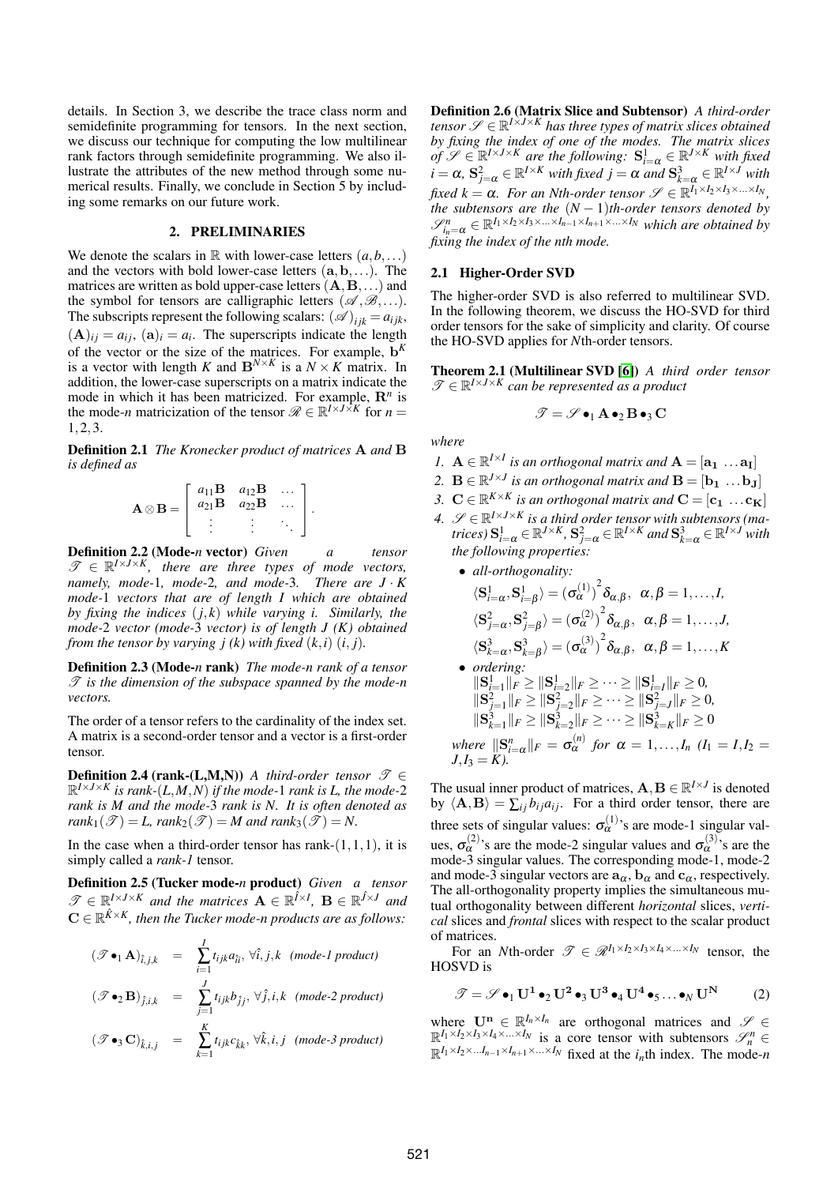details. In Section 3, we describe the trace class norm and semidefinite programming for tensors. In the next section, we discuss our technique for computing the low multilinear rank factors through semidefinite programming. We also illustrate the attributes of the new method through some numerical results. Finally, we conclude in Section 5 by including some remarks on our future work.

## 2. PRELIMINARIES

We denote the scalars in $\mathbb{R}$ with lower-case letters $(a, b, \ldots)$ and the vectors with bold lower-case letters $(\mathbf{a}, \mathbf{b}, \ldots)$. The matrices are written as bold upper-case letters $(\mathbf{A}, \mathbf{B}, \ldots)$ and the symbol for tensors are calligraphic letters $(\mathscr{A}, \mathscr{B}, \ldots)$. The subscripts represent the following scalars: $(\mathscr{A})_{ijk} = a_{ijk}$, $(\mathbf{A})_{ij} = a_{ij}$, $(\mathbf{a})_i = a_i$. The superscripts indicate the length of the vector or the size of the matrices. For example, $\mathbf{b}^K$ is a vector with length $K$ and $\mathbf{B}^{N \times K}$ is a $N \times K$ matrix. In addition, the lower-case superscripts on a matrix indicate the mode in which it has been matricized. For example, $\mathbf{R}^n$ is the mode-$n$ matricization of the tensor $\mathscr{R} \in \mathbb{R}^{I \times J \times K}$ for $n = 1, 2, 3$.

**Definition 2.1** *The Kronecker product of matrices* $\mathbf{A}$ *and* $\mathbf{B}$ *is defined as*

$$\mathbf{A} \otimes \mathbf{B} = \begin{bmatrix} a_{11}\mathbf{B} & a_{12}\mathbf{B} & \ldots \\ a_{21}\mathbf{B} & a_{22}\mathbf{B} & \ldots \\ \vdots & \vdots & \ddots \end{bmatrix}.$$

**Definition 2.2 (Mode-$n$ vector)** *Given a tensor* $\mathscr{T} \in \mathbb{R}^{I \times J \times K}$*, there are three types of mode vectors, namely, mode-*1*, mode-*2*, and mode-*3*. There are* $J \cdot K$ *mode-*1 *vectors that are of length* $I$ *which are obtained by fixing the indices* $(j, k)$ *while varying* $i$*. Similarly, the mode-*2 *vector (mode-*3 *vector) is of length* $J$ $(K)$ *obtained from the tensor by varying* $j$ $(k)$ *with fixed* $(k, i)$ $(i, j)$*.*

**Definition 2.3 (Mode-$n$ rank)** *The mode-*$n$ *rank of a tensor* $\mathscr{T}$ *is the dimension of the subspace spanned by the mode-*$n$ *vectors.*

The order of a tensor refers to the cardinality of the index set. A matrix is a second-order tensor and a vector is a first-order tensor.

**Definition 2.4 (rank-(L,M,N))** *A third-order tensor* $\mathscr{T} \in \mathbb{R}^{I \times J \times K}$ *is rank-*$(L, M, N)$ *if the mode-*1 *rank is* $L$*, the mode-*2 *rank is* $M$ *and the mode-*3 *rank is* $N$*. It is often denoted as* $rank_1(\mathscr{T}) = L$*,* $rank_2(\mathscr{T}) = M$ *and* $rank_3(\mathscr{T}) = N$*.*

In the case when a third-order tensor has rank-$(1, 1, 1)$, it is simply called a *rank-1* tensor.

**Definition 2.5 (Tucker mode-$n$ product)** *Given a tensor* $\mathscr{T} \in \mathbb{R}^{I \times J \times K}$ *and the matrices* $\mathbf{A} \in \mathbb{R}^{\hat{I} \times I}$*,* $\mathbf{B} \in \mathbb{R}^{\hat{J} \times J}$ *and* $\mathbf{C} \in \mathbb{R}^{\hat{K} \times K}$*, then the Tucker mode-*$n$ *products are as follows:*

$$\begin{aligned}
(\mathscr{T} \bullet_1 \mathbf{A})_{\hat{i},j,k} &= \sum_{i=1}^{I} t_{ijk} a_{\hat{i}i}, \ \forall \hat{i}, j, k \quad \text{(mode-1 product)} \\
(\mathscr{T} \bullet_2 \mathbf{B})_{\hat{j},i,k} &= \sum_{j=1}^{J} t_{ijk} b_{\hat{j}j}, \ \forall \hat{j}, i, k \quad \text{(mode-2 product)} \\
(\mathscr{T} \bullet_3 \mathbf{C})_{\hat{k},i,j} &= \sum_{k=1}^{K} t_{ijk} c_{\hat{k}k}, \ \forall \hat{k}, i, j \quad \text{(mode-3 product)}
\end{aligned}$$

**Definition 2.6 (Matrix Slice and Subtensor)** *A third-order tensor* $\mathscr{S} \in \mathbb{R}^{I \times J \times K}$ *has three types of matrix slices obtained by fixing the index of one of the modes. The matrix slices of* $\mathscr{S} \in \mathbb{R}^{I \times J \times K}$ *are the following:* $\mathbf{S}^1_{i=\alpha} \in \mathbb{R}^{J \times K}$ *with fixed* $i = \alpha$*,* $\mathbf{S}^2_{j=\alpha} \in \mathbb{R}^{I \times K}$ *with fixed* $j = \alpha$ *and* $\mathbf{S}^3_{k=\alpha} \in \mathbb{R}^{I \times J}$ *with fixed* $k = \alpha$*. For an Nth-order tensor* $\mathscr{S} \in \mathbb{R}^{I_1 \times I_2 \times I_3 \times \ldots \times I_N}$*, the subtensors are the* $(N-1)$*th-order tensors denoted by* $\mathscr{S}^n_{i_n=\alpha} \in \mathbb{R}^{I_1 \times I_2 \times I_3 \times \ldots \times I_{n-1} \times I_{n+1} \times \ldots \times I_N}$ *which are obtained by fixing the index of the nth mode.*

### 2.1 Higher-Order SVD

The higher-order SVD is also referred to multilinear SVD. In the following theorem, we discuss the HO-SVD for third order tensors for the sake of simplicity and clarity. Of course the HO-SVD applies for *N*th-order tensors.

**Theorem 2.1 (Multilinear SVD [6])** *A third order tensor* $\mathscr{T} \in \mathbb{R}^{I \times J \times K}$ *can be represented as a product*

$$\mathscr{T} = \mathscr{S} \bullet_1 \mathbf{A} \bullet_2 \mathbf{B} \bullet_3 \mathbf{C}$$

*where*

1. $\mathbf{A} \in \mathbb{R}^{I \times I}$ *is an orthogonal matrix and* $\mathbf{A} = [\mathbf{a_1} \ \ldots \mathbf{a_I}]$
2. $\mathbf{B} \in \mathbb{R}^{J \times J}$ *is an orthogonal matrix and* $\mathbf{B} = [\mathbf{b_1} \ \ldots \mathbf{b_J}]$
3. $\mathbf{C} \in \mathbb{R}^{K \times K}$ *is an orthogonal matrix and* $\mathbf{C} = [\mathbf{c_1} \ \ldots \mathbf{c_K}]$
4. $\mathscr{S} \in \mathbb{R}^{I \times J \times K}$ *is a third order tensor with subtensors (matrices)* $\mathbf{S}^1_{i=\alpha} \in \mathbb{R}^{J \times K}$*,* $\mathbf{S}^2_{j=\alpha} \in \mathbb{R}^{I \times K}$ *and* $\mathbf{S}^3_{k=\alpha} \in \mathbb{R}^{I \times J}$ *with the following properties:*
   - *all-orthogonality:*

     $\langle \mathbf{S}^1_{i=\alpha}, \mathbf{S}^1_{i=\beta} \rangle = \left(\sigma^{(1)}_\alpha\right)^2 \delta_{\alpha,\beta}, \ \ \alpha, \beta = 1, \ldots, I,$

     $\langle \mathbf{S}^2_{j=\alpha}, \mathbf{S}^2_{j=\beta} \rangle = \left(\sigma^{(2)}_\alpha\right)^2 \delta_{\alpha,\beta}, \ \ \alpha, \beta = 1, \ldots, J,$

     $\langle \mathbf{S}^3_{k=\alpha}, \mathbf{S}^3_{k=\beta} \rangle = \left(\sigma^{(3)}_\alpha\right)^2 \delta_{\alpha,\beta}, \ \ \alpha, \beta = 1, \ldots, K$
   - *ordering:*

     $\|\mathbf{S}^1_{i=1}\|_F \geq \|\mathbf{S}^1_{i=2}\|_F \geq \cdots \geq \|\mathbf{S}^1_{i=I}\|_F \geq 0,$

     $\|\mathbf{S}^2_{j=1}\|_F \geq \|\mathbf{S}^2_{j=2}\|_F \geq \cdots \geq \|\mathbf{S}^2_{j=J}\|_F \geq 0,$

     $\|\mathbf{S}^3_{k=1}\|_F \geq \|\mathbf{S}^3_{k=2}\|_F \geq \cdots \geq \|\mathbf{S}^3_{k=K}\|_F \geq 0$

   *where* $\|\mathbf{S}^n_{i=\alpha}\|_F = \sigma^{(n)}_\alpha$ *for* $\alpha = 1, \ldots, I_n$ $(I_1 = I, I_2 = J, I_3 = K)$*.*

The usual inner product of matrices, $\mathbf{A}, \mathbf{B} \in \mathbb{R}^{I \times J}$ is denoted by $\langle \mathbf{A}, \mathbf{B} \rangle = \sum_{ij} b_{ij} a_{ij}$. For a third order tensor, there are three sets of singular values: $\sigma^{(1)}_\alpha$'s are mode-1 singular values, $\sigma^{(2)}_\alpha$'s are the mode-2 singular values and $\sigma^{(3)}_\alpha$'s are the mode-3 singular values. The corresponding mode-1, mode-2 and mode-3 singular vectors are $\mathbf{a}_\alpha$, $\mathbf{b}_\alpha$ and $\mathbf{c}_\alpha$, respectively. The all-orthogonality property implies the simultaneous mutual orthogonality between different *horizontal* slices, *vertical* slices and *frontal* slices with respect to the scalar product of matrices.

For an *N*th-order $\mathscr{T} \in \mathscr{R}^{I_1 \times I_2 \times I_3 \times I_4 \times \ldots \times I_N}$ tensor, the HOSVD is

$$\mathscr{T} = \mathscr{S} \bullet_1 \mathbf{U^1} \bullet_2 \mathbf{U^2} \bullet_3 \mathbf{U^3} \bullet_4 \mathbf{U^4} \bullet_5 \ldots \bullet_N \mathbf{U^N} \qquad (2)$$

where $\mathbf{U^n} \in \mathbb{R}^{I_n \times I_n}$ are orthogonal matrices and $\mathscr{S} \in \mathbb{R}^{I_1 \times I_2 \times I_3 \times I_4 \times \ldots \times I_N}$ is a core tensor with subtensors $\mathscr{S}^n_n \in \mathbb{R}^{I_1 \times I_2 \times \ldots I_{n-1} \times I_{n+1} \times \ldots \times I_N}$ fixed at the $i_n$th index. The mode-*n*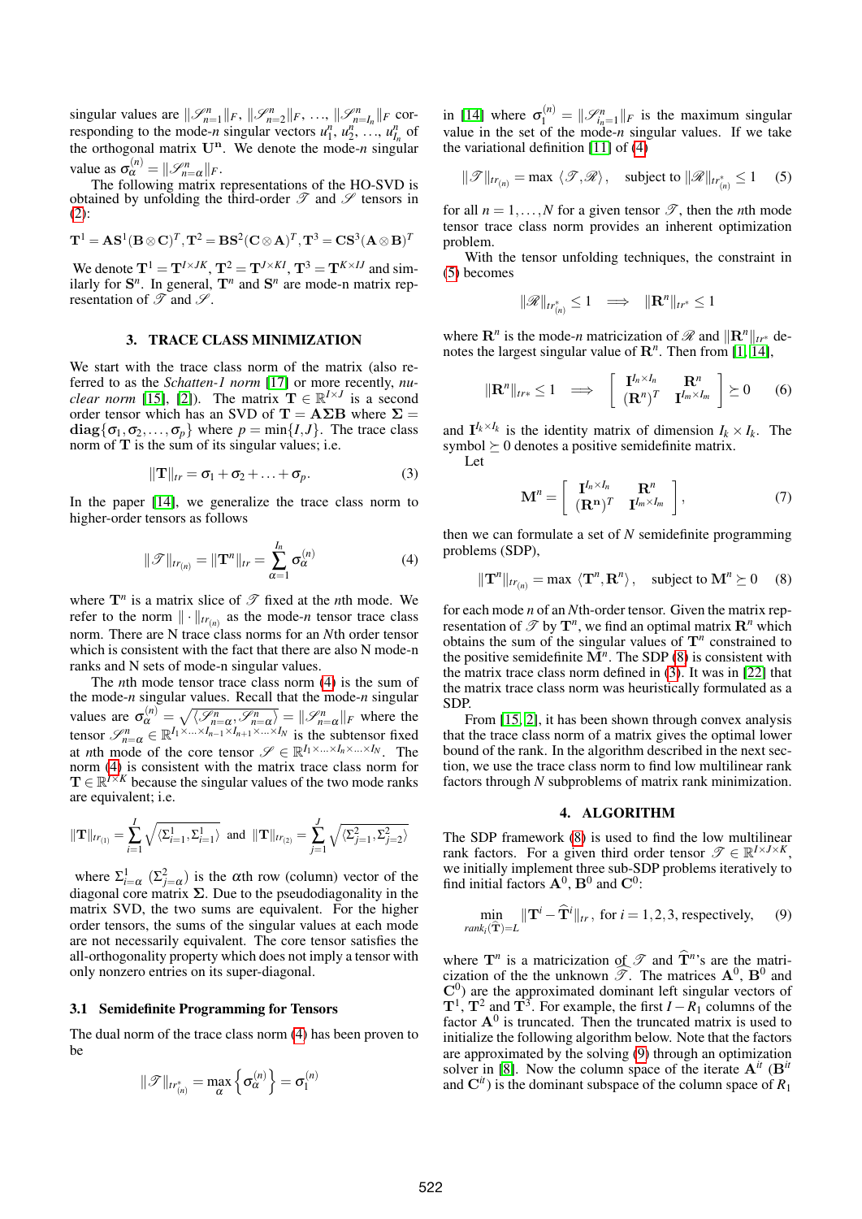singular values are $\|\mathscr{S}^n_{n=1}\|_F$, $\|\mathscr{S}^n_{n=2}\|_F$, ..., $\|\mathscr{S}^n_{n=I_n}\|_F$ corresponding to the mode-$n$ singular vectors $u^n_1$, $u^n_2$, ..., $u^n_{I_n}$ of the orthogonal matrix $\mathbf{U^n}$. We denote the mode-$n$ singular value as $\sigma^{(n)}_\alpha = \|\mathscr{S}^n_{n=\alpha}\|_F$.

The following matrix representations of the HO-SVD is obtained by unfolding the third-order $\mathscr{T}$ and $\mathscr{S}$ tensors in (2):

$$\mathbf{T}^1 = \mathbf{AS}^1(\mathbf{B}\otimes\mathbf{C})^T, \mathbf{T}^2 = \mathbf{BS}^2(\mathbf{C}\otimes\mathbf{A})^T, \mathbf{T}^3 = \mathbf{CS}^3(\mathbf{A}\otimes\mathbf{B})^T$$

We denote $\mathbf{T}^1 = \mathbf{T}^{I\times JK}$, $\mathbf{T}^2 = \mathbf{T}^{J\times KI}$, $\mathbf{T}^3 = \mathbf{T}^{K\times IJ}$ and similarly for $\mathbf{S}^n$. In general, $\mathbf{T}^n$ and $\mathbf{S}^n$ are mode-n matrix representation of $\mathscr{T}$ and $\mathscr{S}$.

## 3. TRACE CLASS MINIMIZATION

We start with the trace class norm of the matrix (also referred to as the *Schatten-1 norm* [17] or more recently, *nuclear norm* [15], [2]). The matrix $\mathbf{T}\in\mathbb{R}^{I\times J}$ is a second order tensor which has an SVD of $\mathbf{T} = \mathbf{A\Sigma B}$ where $\mathbf{\Sigma} = \mathbf{diag}\{\sigma_1,\sigma_2,\ldots,\sigma_p\}$ where $p=\min\{I,J\}$. The trace class norm of $\mathbf{T}$ is the sum of its singular values; i.e.

$$\|\mathbf{T}\|_{tr} = \sigma_1+\sigma_2+\ldots+\sigma_p. \tag{3}$$

In the paper [14], we generalize the trace class norm to higher-order tensors as follows

$$\|\mathscr{T}\|_{tr_{(n)}} = \|\mathbf{T}^n\|_{tr} = \sum_{\alpha=1}^{I_n}\sigma^{(n)}_\alpha \tag{4}$$

where $\mathbf{T}^n$ is a matrix slice of $\mathscr{T}$ fixed at the $n$th mode. We refer to the norm $\|\cdot\|_{tr_{(n)}}$ as the mode-$n$ tensor trace class norm. There are N trace class norms for an $N$th order tensor which is consistent with the fact that there are also N mode-n ranks and N sets of mode-n singular values.

The $n$th mode tensor trace class norm (4) is the sum of the mode-$n$ singular values. Recall that the mode-$n$ singular values are $\sigma^{(n)}_\alpha = \sqrt{\langle\mathscr{S}^n_{n=\alpha},\mathscr{S}^n_{n=\alpha}\rangle} = \|\mathscr{S}^n_{n=\alpha}\|_F$ where the tensor $\mathscr{S}^n_{n=\alpha}\in\mathbb{R}^{I_1\times\ldots\times I_{n-1}\times I_{n+1}\times\ldots\times I_N}$ is the subtensor fixed at $n$th mode of the core tensor $\mathscr{S}\in\mathbb{R}^{I_1\times\ldots\times I_n\times\ldots\times I_N}$. The norm (4) is consistent with the matrix trace class norm for $\mathbf{T}\in\mathbb{R}^{I\times K}$ because the singular values of the two mode ranks are equivalent; i.e.

$$\|\mathbf{T}\|_{tr_{(1)}} = \sum_{i=1}^{I}\sqrt{\langle\Sigma^1_{i=1},\Sigma^1_{i=1}\rangle} \text{ and } \|\mathbf{T}\|_{tr_{(2)}} = \sum_{j=1}^{J}\sqrt{\langle\Sigma^2_{j=1},\Sigma^2_{j=2}\rangle}$$

where $\Sigma^1_{i=\alpha}$ ($\Sigma^2_{j=\alpha}$) is the $\alpha$th row (column) vector of the diagonal core matrix $\Sigma$. Due to the pseudodiagonality in the matrix SVD, the two sums are equivalent. For the higher order tensors, the sums of the singular values at each mode are not necessarily equivalent. The core tensor satisfies the all-orthogonality property which does not imply a tensor with only nonzero entries on its super-diagonal.

### 3.1 Semidefinite Programming for Tensors

The dual norm of the trace class norm (4) has been proven to be

$$\|\mathscr{T}\|_{tr^*_{(n)}} = \max_\alpha\left\{\sigma^{(n)}_\alpha\right\} = \sigma^{(n)}_1$$

in [14] where $\sigma^{(n)}_1 = \|\mathscr{S}^n_{i_n=1}\|_F$ is the maximum singular value in the set of the mode-$n$ singular values. If we take the variational definition [11] of (4)

$$\|\mathscr{T}\|_{tr_{(n)}} = \max\ \langle\mathscr{T},\mathscr{R}\rangle, \quad \text{subject to } \|\mathscr{R}\|_{tr^*_{(n)}}\leq 1 \tag{5}$$

for all $n=1,\ldots,N$ for a given tensor $\mathscr{T}$, then the $n$th mode tensor trace class norm provides an inherent optimization problem.

With the tensor unfolding techniques, the constraint in (5) becomes

$$\|\mathscr{R}\|_{tr^*_{(n)}}\leq 1 \implies \|\mathbf{R}^n\|_{tr^*}\leq 1$$

where $\mathbf{R}^n$ is the mode-$n$ matricization of $\mathscr{R}$ and $\|\mathbf{R}^n\|_{tr^*}$ denotes the largest singular value of $\mathbf{R}^n$. Then from [1, 14],

$$\|\mathbf{R}^n\|_{tr^*}\leq 1 \implies \begin{bmatrix}\mathbf{I}^{I_n\times I_n} & \mathbf{R}^n\\ (\mathbf{R}^n)^T & \mathbf{I}^{I_m\times I_m}\end{bmatrix}\succeq 0 \tag{6}$$

and $\mathbf{I}^{I_k\times I_k}$ is the identity matrix of dimension $I_k\times I_k$. The symbol $\succeq 0$ denotes a positive semidefinite matrix.

Let

$$\mathbf{M}^n = \begin{bmatrix}\mathbf{I}^{I_n\times I_n} & \mathbf{R}^n\\ (\mathbf{R^n})^T & \mathbf{I}^{I_m\times I_m}\end{bmatrix}, \tag{7}$$

then we can formulate a set of $N$ semidefinite programming problems (SDP),

$$\|\mathbf{T}^n\|_{tr_{(n)}} = \max\ \langle\mathbf{T}^n,\mathbf{R}^n\rangle, \quad \text{subject to } \mathbf{M}^n\succeq 0 \tag{8}$$

for each mode $n$ of an $N$th-order tensor. Given the matrix representation of $\mathscr{T}$ by $\mathbf{T}^n$, we find an optimal matrix $\mathbf{R}^n$ which obtains the sum of the singular values of $\mathbf{T}^n$ constrained to the positive semidefinite $\mathbf{M}^n$. The SDP (8) is consistent with the matrix trace class norm defined in (3). It was in [22] that the matrix trace class norm was heuristically formulated as a SDP.

From [15, 2], it has been shown through convex analysis that the trace class norm of a matrix gives the optimal lower bound of the rank. In the algorithm described in the next section, we use the trace class norm to find low multilinear rank factors through $N$ subproblems of matrix rank minimization.

## 4. ALGORITHM

The SDP framework (8) is used to find the low multilinear rank factors. For a given third order tensor $\mathscr{T}\in\mathbb{R}^{I\times J\times K}$, we initially implement three sub-SDP problems iteratively to find initial factors $\mathbf{A}^0$, $\mathbf{B}^0$ and $\mathbf{C}^0$:

$$\min_{rank_i(\widehat{\mathbf{T}})=L}\|\mathbf{T}^i-\widehat{\mathbf{T}}^i\|_{tr}, \text{ for } i=1,2,3, \text{ respectively}, \tag{9}$$

where $\mathbf{T}^n$ is a matricization of $\mathscr{T}$ and $\widehat{\mathbf{T}}^n$'s are the matricization of the the unknown $\widehat{\mathscr{T}}$. The matrices $\mathbf{A}^0$, $\mathbf{B}^0$ and $\mathbf{C}^0$) are the approximated dominant left singular vectors of $\mathbf{T}^1$, $\mathbf{T}^2$ and $\mathbf{T}^3$. For example, the first $I-R_1$ columns of the factor $\mathbf{A}^0$ is truncated. Then the truncated matrix is used to initialize the following algorithm below. Note that the factors are approximated by the solving (9) through an optimization solver in [8]. Now the column space of the iterate $\mathbf{A}^{it}$ ($\mathbf{B}^{it}$ and $\mathbf{C}^{it}$) is the dominant subspace of the column space of $R_1$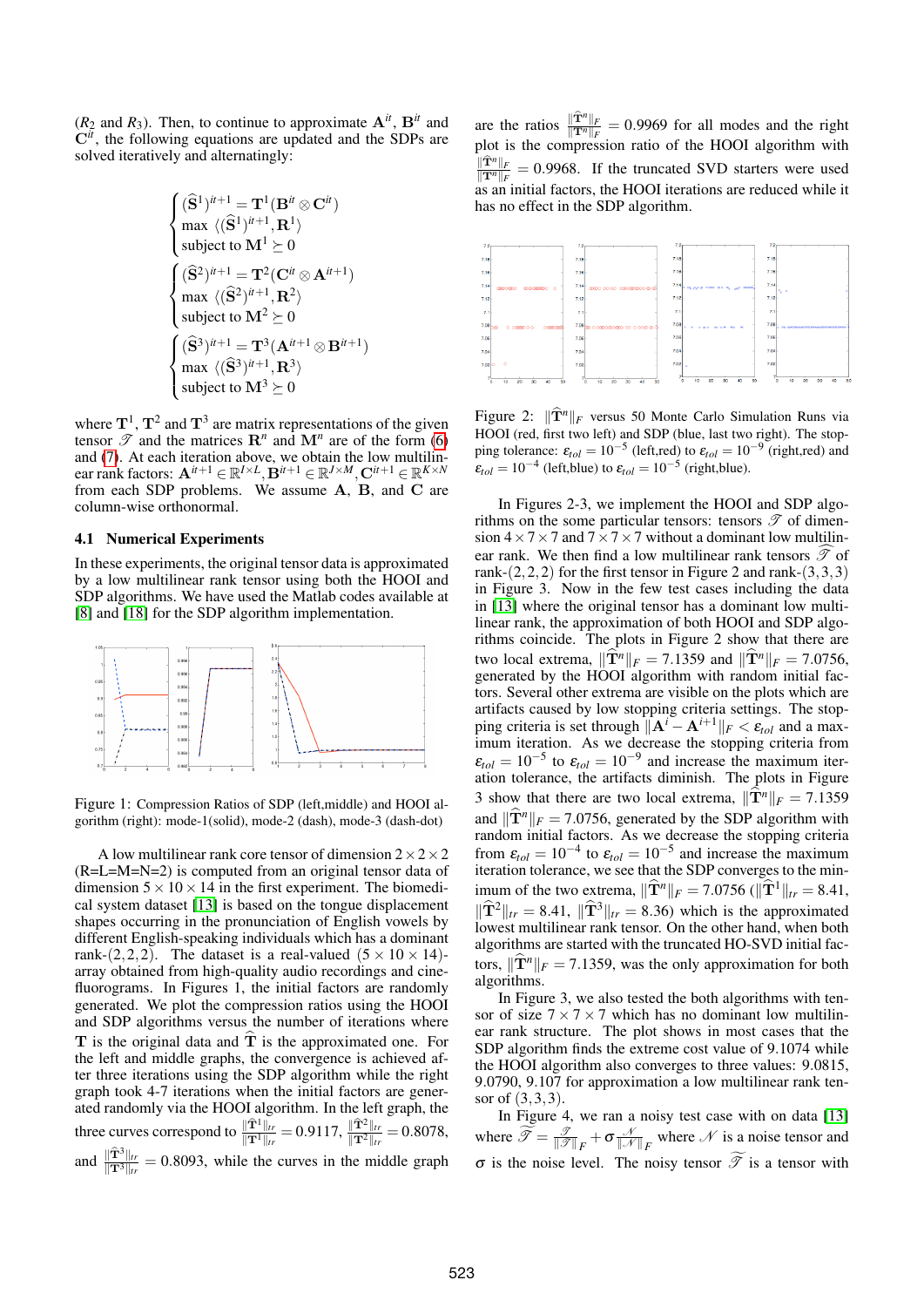($R_2$ and $R_3$). Then, to continue to approximate $\mathbf{A}^{it}$, $\mathbf{B}^{it}$ and $\mathbf{C}^{it}$, the following equations are updated and the SDPs are solved iteratively and alternatingly:

$$
\begin{cases}
(\widehat{\mathbf{S}}^1)^{it+1} = \mathbf{T}^1(\mathbf{B}^{it} \otimes \mathbf{C}^{it}) \\
\max \ \langle (\widehat{\mathbf{S}}^1)^{it+1}, \mathbf{R}^1 \rangle \\
\text{subject to } \mathbf{M}^1 \succeq 0
\end{cases}
$$

$$
\begin{cases}
(\widehat{\mathbf{S}}^2)^{it+1} = \mathbf{T}^2(\mathbf{C}^{it} \otimes \mathbf{A}^{it+1}) \\
\max \ \langle (\widehat{\mathbf{S}}^2)^{it+1}, \mathbf{R}^2 \rangle \\
\text{subject to } \mathbf{M}^2 \succeq 0
\end{cases}
$$

$$
\begin{cases}
(\widehat{\mathbf{S}}^3)^{it+1} = \mathbf{T}^3(\mathbf{A}^{it+1} \otimes \mathbf{B}^{it+1}) \\
\max \ \langle (\widehat{\mathbf{S}}^3)^{it+1}, \mathbf{R}^3 \rangle \\
\text{subject to } \mathbf{M}^3 \succeq 0
\end{cases}
$$

where $\mathbf{T}^1$, $\mathbf{T}^2$ and $\mathbf{T}^3$ are matrix representations of the given tensor $\mathscr{T}$ and the matrices $\mathbf{R}^n$ and $\mathbf{M}^n$ are of the form (6) and (7). At each iteration above, we obtain the low multilinear rank factors: $\mathbf{A}^{it+1} \in \mathbb{R}^{I \times L}, \mathbf{B}^{it+1} \in \mathbb{R}^{J \times M}, \mathbf{C}^{it+1} \in \mathbb{R}^{K \times N}$ from each SDP problems. We assume $\mathbf{A}$, $\mathbf{B}$, and $\mathbf{C}$ are column-wise orthonormal.

### 4.1 Numerical Experiments

In these experiments, the original tensor data is approximated by a low multilinear rank tensor using both the HOOI and SDP algorithms. We have used the Matlab codes available at [8] and [18] for the SDP algorithm implementation.

Figure 1: Compression Ratios of SDP (left,middle) and HOOI algorithm (right): mode-1(solid), mode-2 (dash), mode-3 (dash-dot)

A low multilinear rank core tensor of dimension $2 \times 2 \times 2$ (R=L=M=N=2) is computed from an original tensor data of dimension $5 \times 10 \times 14$ in the first experiment. The biomedical system dataset [13] is based on the tongue displacement shapes occurring in the pronunciation of English vowels by different English-speaking individuals which has a dominant rank-$(2,2,2)$. The dataset is a real-valued $(5 \times 10 \times 14)$-array obtained from high-quality audio recordings and cinefluorograms. In Figures 1, the initial factors are randomly generated. We plot the compression ratios using the HOOI and SDP algorithms versus the number of iterations where $\mathbf{T}$ is the original data and $\widehat{\mathbf{T}}$ is the approximated one. For the left and middle graphs, the convergence is achieved after three iterations using the SDP algorithm while the right graph took 4-7 iterations when the initial factors are generated randomly via the HOOI algorithm. In the left graph, the three curves correspond to $\frac{\|\widehat{\mathbf{T}}^1\|_{tr}}{\|\mathbf{T}^1\|_{tr}} = 0.9117$, $\frac{\|\widehat{\mathbf{T}}^2\|_{tr}}{\|\mathbf{T}^2\|_{tr}} = 0.8078$, and $\frac{\|\widehat{\mathbf{T}}^3\|_{tr}}{\|\mathbf{T}^3\|_{tr}} = 0.8093$, while the curves in the middle graph are the ratios $\frac{\|\widehat{\mathbf{T}}^n\|_F}{\|\mathbf{T}^n\|_F} = 0.9969$ for all modes and the right plot is the compression ratio of the HOOI algorithm with $\frac{\|\widehat{\mathbf{T}}^n\|_F}{\|\mathbf{T}^n\|_F} = 0.9968$. If the truncated SVD starters were used as an initial factors, the HOOI iterations are reduced while it has no effect in the SDP algorithm.

Figure 2: $\|\widehat{\mathbf{T}}^n\|_F$ versus 50 Monte Carlo Simulation Runs via HOOI (red, first two left) and SDP (blue, last two right). The stopping tolerance: $\varepsilon_{tol} = 10^{-5}$ (left,red) to $\varepsilon_{tol} = 10^{-9}$ (right,red) and $\varepsilon_{tol} = 10^{-4}$ (left,blue) to $\varepsilon_{tol} = 10^{-5}$ (right,blue).

In Figures 2-3, we implement the HOOI and SDP algorithms on the some particular tensors: tensors $\mathscr{T}$ of dimension $4 \times 7 \times 7$ and $7 \times 7 \times 7$ without a dominant low multilinear rank. We then find a low multilinear rank tensors $\widehat{\mathscr{T}}$ of rank-$(2,2,2)$ for the first tensor in Figure 2 and rank-$(3,3,3)$ in Figure 3. Now in the few test cases including the data in [13] where the original tensor has a dominant low multilinear rank, the approximation of both HOOI and SDP algorithms coincide. The plots in Figure 2 show that there are two local extrema, $\|\widehat{\mathbf{T}}^n\|_F = 7.1359$ and $\|\widehat{\mathbf{T}}^n\|_F = 7.0756$, generated by the HOOI algorithm with random initial factors. Several other extrema are visible on the plots which are artifacts caused by low stopping criteria settings. The stopping criteria is set through $\|\mathbf{A}^i - \mathbf{A}^{i+1}\|_F < \varepsilon_{tol}$ and a maximum iteration. As we decrease the stopping criteria from $\varepsilon_{tol} = 10^{-5}$ to $\varepsilon_{tol} = 10^{-9}$ and increase the maximum iteration tolerance, the artifacts diminish. The plots in Figure 3 show that there are two local extrema, $\|\widehat{\mathbf{T}}^n\|_F = 7.1359$ and $\|\widehat{\mathbf{T}}^n\|_F = 7.0756$, generated by the SDP algorithm with random initial factors. As we decrease the stopping criteria from $\varepsilon_{tol} = 10^{-4}$ to $\varepsilon_{tol} = 10^{-5}$ and increase the maximum iteration tolerance, we see that the SDP converges to the minimum of the two extrema, $\|\widehat{\mathbf{T}}^n\|_F = 7.0756$ ($\|\widehat{\mathbf{T}}^1\|_{tr} = 8.41$, $\|\widehat{\mathbf{T}}^2\|_{tr} = 8.41$, $\|\widehat{\mathbf{T}}^3\|_{tr} = 8.36$) which is the approximated lowest multilinear rank tensor. On the other hand, when both algorithms are started with the truncated HO-SVD initial factors, $\|\widehat{\mathbf{T}}^n\|_F = 7.1359$, was the only approximation for both algorithms.

In Figure 3, we also tested the both algorithms with tensor of size $7 \times 7 \times 7$ which has no dominant low multilinear rank structure. The plot shows in most cases that the SDP algorithm finds the extreme cost value of 9.1074 while the HOOI algorithm also converges to three values: 9.0815, 9.0790, 9.107 for approximation a low multilinear rank tensor of $(3,3,3)$.

In Figure 4, we ran a noisy test case with on data [13] where $\widetilde{\mathscr{T}} = \frac{\mathscr{T}}{\|\mathscr{T}\|_F} + \sigma \frac{\mathscr{N}}{\|\mathscr{N}\|_F}$ where $\mathscr{N}$ is a noise tensor and $\sigma$ is the noise level. The noisy tensor $\widetilde{\mathscr{T}}$ is a tensor with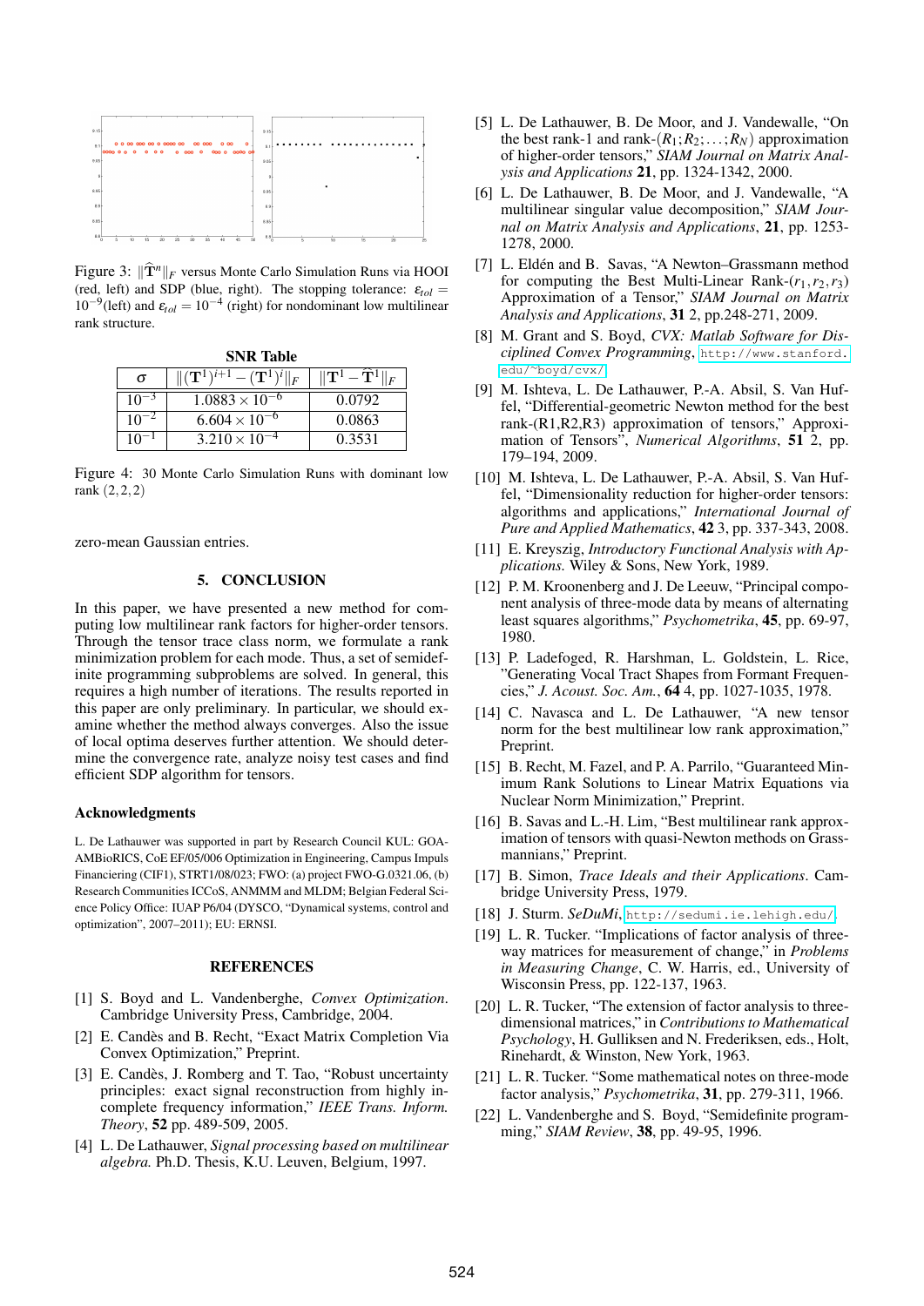Figure 3: $\|\widehat{\mathbf{T}}^n\|_F$ versus Monte Carlo Simulation Runs via HOOI (red, left) and SDP (blue, right). The stopping tolerance: $\varepsilon_{tol} = 10^{-9}$(left) and $\varepsilon_{tol} = 10^{-4}$ (right) for nondominant low multilinear rank structure.

**SNR Table**

| $\sigma$ | $\|(\mathbf{T}^1)^{i+1} - (\mathbf{T}^1)^i\|_F$ | $\|\mathbf{T}^1 - \widehat{\mathbf{T}}^1\|_F$ |
|---|---|---|
| $10^{-3}$ | $1.0883 \times 10^{-6}$ | 0.0792 |
| $10^{-2}$ | $6.604 \times 10^{-6}$ | 0.0863 |
| $10^{-1}$ | $3.210 \times 10^{-4}$ | 0.3531 |

Figure 4: 30 Monte Carlo Simulation Runs with dominant low rank $(2,2,2)$

zero-mean Gaussian entries.

## 5. CONCLUSION

In this paper, we have presented a new method for computing low multilinear rank factors for higher-order tensors. Through the tensor trace class norm, we formulate a rank minimization problem for each mode. Thus, a set of semidefinite programming subproblems are solved. In general, this requires a high number of iterations. The results reported in this paper are only preliminary. In particular, we should examine whether the method always converges. Also the issue of local optima deserves further attention. We should determine the convergence rate, analyze noisy test cases and find efficient SDP algorithm for tensors.

### Acknowledgments

L. De Lathauwer was supported in part by Research Council KUL: GOA-AMBioRICS, CoE EF/05/006 Optimization in Engineering, Campus Impuls Financiering (CIF1), STRT1/08/023; FWO: (a) project FWO-G.0321.06, (b) Research Communities ICCoS, ANMMM and MLDM; Belgian Federal Science Policy Office: IUAP P6/04 (DYSCO, "Dynamical systems, control and optimization", 2007–2011); EU: ERNSI.

## REFERENCES

[1] S. Boyd and L. Vandenberghe, *Convex Optimization*. Cambridge University Press, Cambridge, 2004.

[2] E. Candès and B. Recht, "Exact Matrix Completion Via Convex Optimization," Preprint.

[3] E. Candès, J. Romberg and T. Tao, "Robust uncertainty principles: exact signal reconstruction from highly incomplete frequency information," *IEEE Trans. Inform. Theory*, **52** pp. 489-509, 2005.

[4] L. De Lathauwer, *Signal processing based on multilinear algebra.* Ph.D. Thesis, K.U. Leuven, Belgium, 1997.

[5] L. De Lathauwer, B. De Moor, and J. Vandewalle, "On the best rank-1 and rank-$(R_1; R_2; \ldots; R_N)$ approximation of higher-order tensors," *SIAM Journal on Matrix Analysis and Applications* **21**, pp. 1324-1342, 2000.

[6] L. De Lathauwer, B. De Moor, and J. Vandewalle, "A multilinear singular value decomposition," *SIAM Journal on Matrix Analysis and Applications*, **21**, pp. 1253-1278, 2000.

[7] L. Eldén and B. Savas, "A Newton–Grassmann method for computing the Best Multi-Linear Rank-$(r_1, r_2, r_3)$ Approximation of a Tensor," *SIAM Journal on Matrix Analysis and Applications*, **31** 2, pp.248-271, 2009.

[8] M. Grant and S. Boyd, *CVX: Matlab Software for Disciplined Convex Programming*, http://www.stanford.edu/~boyd/cvx/

[9] M. Ishteva, L. De Lathauwer, P.-A. Absil, S. Van Huffel, "Differential-geometric Newton method for the best rank-(R1,R2,R3) approximation of tensors," Approximation of Tensors", *Numerical Algorithms*, **51** 2, pp. 179–194, 2009.

[10] M. Ishteva, L. De Lathauwer, P.-A. Absil, S. Van Huffel, "Dimensionality reduction for higher-order tensors: algorithms and applications," *International Journal of Pure and Applied Mathematics*, **42** 3, pp. 337-343, 2008.

[11] E. Kreyszig, *Introductory Functional Analysis with Applications.* Wiley & Sons, New York, 1989.

[12] P. M. Kroonenberg and J. De Leeuw, "Principal component analysis of three-mode data by means of alternating least squares algorithms," *Psychometrika*, **45**, pp. 69-97, 1980.

[13] P. Ladefoged, R. Harshman, L. Goldstein, L. Rice, "Generating Vocal Tract Shapes from Formant Frequencies," *J. Acoust. Soc. Am.*, **64** 4, pp. 1027-1035, 1978.

[14] C. Navasca and L. De Lathauwer, "A new tensor norm for the best multilinear low rank approximation," Preprint.

[15] B. Recht, M. Fazel, and P. A. Parrilo, "Guaranteed Minimum Rank Solutions to Linear Matrix Equations via Nuclear Norm Minimization," Preprint.

[16] B. Savas and L.-H. Lim, "Best multilinear rank approximation of tensors with quasi-Newton methods on Grassmannians," Preprint.

[17] B. Simon, *Trace Ideals and their Applications*. Cambridge University Press, 1979.

[18] J. Sturm. *SeDuMi*, http://sedumi.ie.lehigh.edu/.

[19] L. R. Tucker. "Implications of factor analysis of three-way matrices for measurement of change," in *Problems in Measuring Change*, C. W. Harris, ed., University of Wisconsin Press, pp. 122-137, 1963.

[20] L. R. Tucker, "The extension of factor analysis to three-dimensional matrices," in *Contributions to Mathematical Psychology*, H. Gulliksen and N. Frederiksen, eds., Holt, Rinehardt, & Winston, New York, 1963.

[21] L. R. Tucker. "Some mathematical notes on three-mode factor analysis," *Psychometrika*, **31**, pp. 279-311, 1966.

[22] L. Vandenberghe and S. Boyd, "Semidefinite programming," *SIAM Review*, **38**, pp. 49-95, 1996.